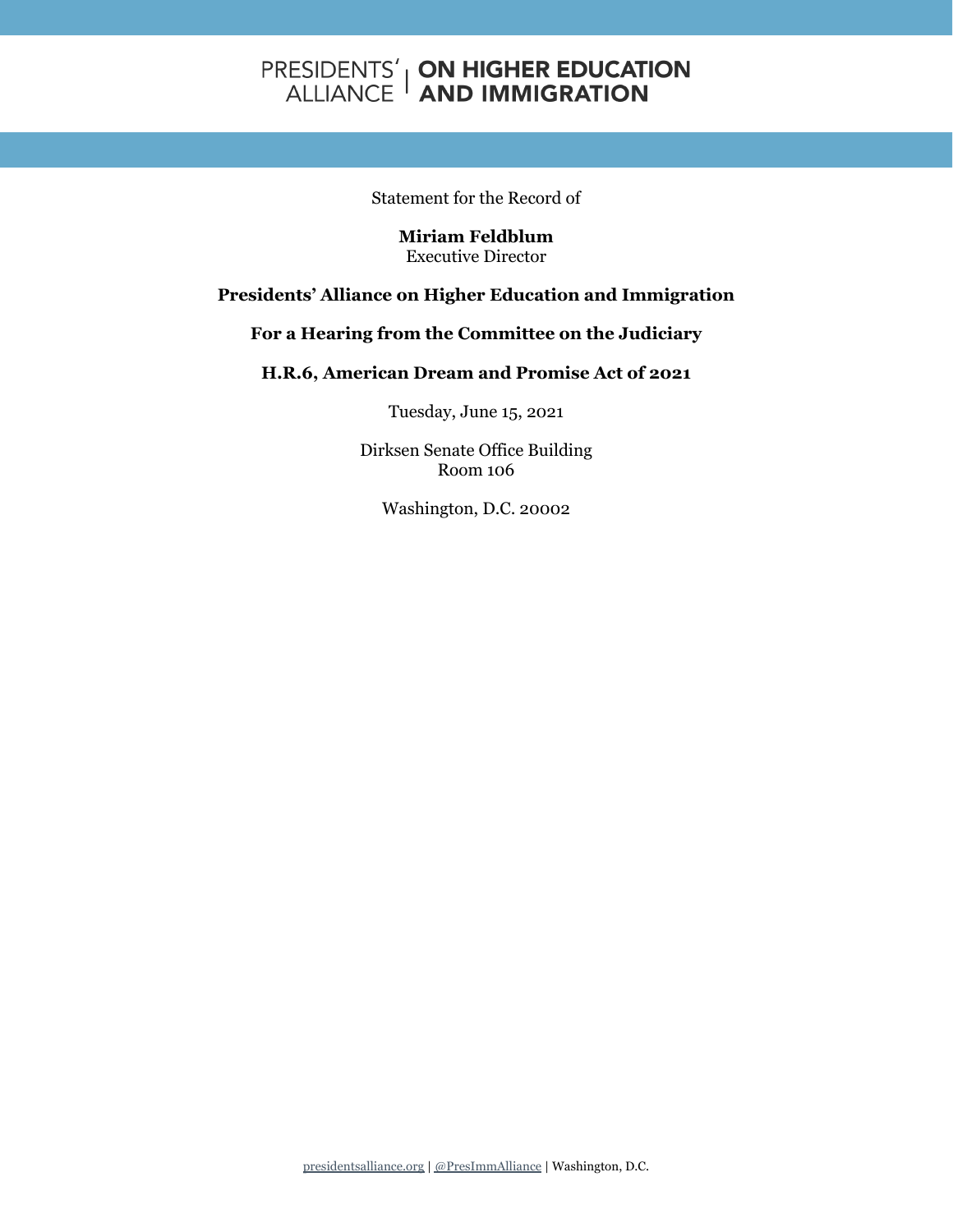PRESIDENTS' ALLIANCE | ON HIGHER EDUCATION AND IMMIGRATION

Statement for the Record of

**Miriam Feldblum**
Executive Director

**Presidents' Alliance on Higher Education and Immigration**

**For a Hearing from the Committee on the Judiciary**

**H.R.6, American Dream and Promise Act of 2021**

Tuesday, June 15, 2021

Dirksen Senate Office Building
Room 106

Washington, D.C. 20002

presidentsalliance.org | @PresImmAlliance | Washington, D.C.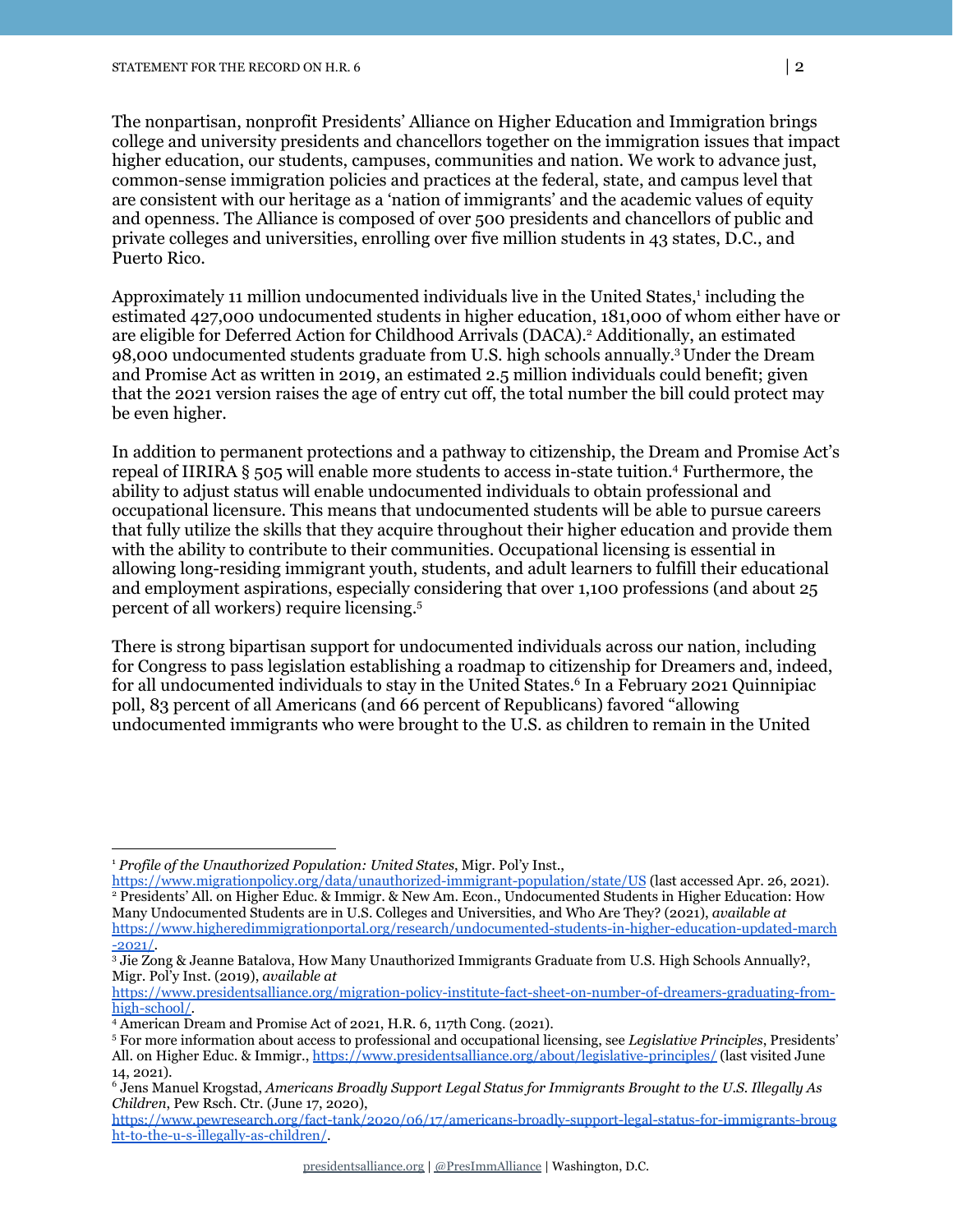The nonpartisan, nonprofit Presidents' Alliance on Higher Education and Immigration brings college and university presidents and chancellors together on the immigration issues that impact higher education, our students, campuses, communities and nation. We work to advance just, common-sense immigration policies and practices at the federal, state, and campus level that are consistent with our heritage as a 'nation of immigrants' and the academic values of equity and openness. The Alliance is composed of over 500 presidents and chancellors of public and private colleges and universities, enrolling over five million students in 43 states, D.C., and Puerto Rico.

Approximately 11 million undocumented individuals live in the United States,[1] including the estimated 427,000 undocumented students in higher education, 181,000 of whom either have or are eligible for Deferred Action for Childhood Arrivals (DACA).[2] Additionally, an estimated 98,000 undocumented students graduate from U.S. high schools annually.[3] Under the Dream and Promise Act as written in 2019, an estimated 2.5 million individuals could benefit; given that the 2021 version raises the age of entry cut off, the total number the bill could protect may be even higher.

In addition to permanent protections and a pathway to citizenship, the Dream and Promise Act's repeal of IIRIRA § 505 will enable more students to access in-state tuition.[4] Furthermore, the ability to adjust status will enable undocumented individuals to obtain professional and occupational licensure. This means that undocumented students will be able to pursue careers that fully utilize the skills that they acquire throughout their higher education and provide them with the ability to contribute to their communities. Occupational licensing is essential in allowing long-residing immigrant youth, students, and adult learners to fulfill their educational and employment aspirations, especially considering that over 1,100 professions (and about 25 percent of all workers) require licensing.[5]

There is strong bipartisan support for undocumented individuals across our nation, including for Congress to pass legislation establishing a roadmap to citizenship for Dreamers and, indeed, for all undocumented individuals to stay in the United States.[6] In a February 2021 Quinnipiac poll, 83 percent of all Americans (and 66 percent of Republicans) favored "allowing undocumented immigrants who were brought to the U.S. as children to remain in the United

---

[1] *Profile of the Unauthorized Population: United States*, Migr. Pol'y Inst., https://www.migrationpolicy.org/data/unauthorized-immigrant-population/state/US (last accessed Apr. 26, 2021).

[2] Presidents' All. on Higher Educ. & Immigr. & New Am. Econ., Undocumented Students in Higher Education: How Many Undocumented Students are in U.S. Colleges and Universities, and Who Are They? (2021), *available at* https://www.higheredimmigrationportal.org/research/undocumented-students-in-higher-education-updated-march-2021/.

[3] Jie Zong & Jeanne Batalova, How Many Unauthorized Immigrants Graduate from U.S. High Schools Annually?, Migr. Pol'y Inst. (2019), *available at* https://www.presidentsalliance.org/migration-policy-institute-fact-sheet-on-number-of-dreamers-graduating-from-high-school/.

[4] American Dream and Promise Act of 2021, H.R. 6, 117th Cong. (2021).

[5] For more information about access to professional and occupational licensing, see *Legislative Principles*, Presidents' All. on Higher Educ. & Immigr., https://www.presidentsalliance.org/about/legislative-principles/ (last visited June 14, 2021).

[6] Jens Manuel Krogstad, *Americans Broadly Support Legal Status for Immigrants Brought to the U.S. Illegally As Children*, Pew Rsch. Ctr. (June 17, 2020), https://www.pewresearch.org/fact-tank/2020/06/17/americans-broadly-support-legal-status-for-immigrants-brought-to-the-u-s-illegally-as-children/.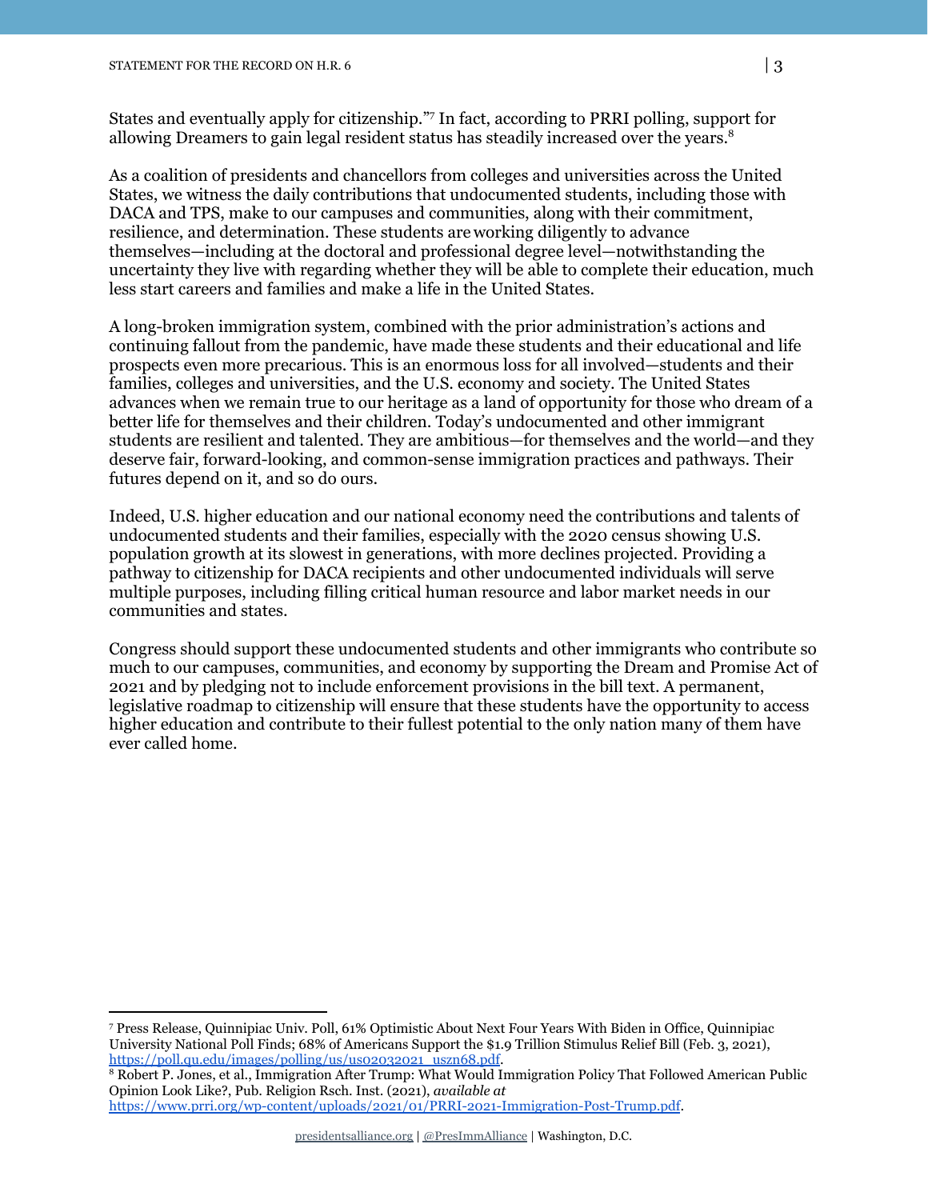States and eventually apply for citizenship."[7] In fact, according to PRRI polling, support for allowing Dreamers to gain legal resident status has steadily increased over the years.[8]

As a coalition of presidents and chancellors from colleges and universities across the United States, we witness the daily contributions that undocumented students, including those with DACA and TPS, make to our campuses and communities, along with their commitment, resilience, and determination. These students are working diligently to advance themselves—including at the doctoral and professional degree level—notwithstanding the uncertainty they live with regarding whether they will be able to complete their education, much less start careers and families and make a life in the United States.

A long-broken immigration system, combined with the prior administration's actions and continuing fallout from the pandemic, have made these students and their educational and life prospects even more precarious. This is an enormous loss for all involved—students and their families, colleges and universities, and the U.S. economy and society. The United States advances when we remain true to our heritage as a land of opportunity for those who dream of a better life for themselves and their children. Today's undocumented and other immigrant students are resilient and talented. They are ambitious—for themselves and the world—and they deserve fair, forward-looking, and common-sense immigration practices and pathways. Their futures depend on it, and so do ours.

Indeed, U.S. higher education and our national economy need the contributions and talents of undocumented students and their families, especially with the 2020 census showing U.S. population growth at its slowest in generations, with more declines projected. Providing a pathway to citizenship for DACA recipients and other undocumented individuals will serve multiple purposes, including filling critical human resource and labor market needs in our communities and states.

Congress should support these undocumented students and other immigrants who contribute so much to our campuses, communities, and economy by supporting the Dream and Promise Act of 2021 and by pledging not to include enforcement provisions in the bill text. A permanent, legislative roadmap to citizenship will ensure that these students have the opportunity to access higher education and contribute to their fullest potential to the only nation many of them have ever called home.

---

[7] Press Release, Quinnipiac Univ. Poll, 61% Optimistic About Next Four Years With Biden in Office, Quinnipiac University National Poll Finds; 68% of Americans Support the $1.9 Trillion Stimulus Relief Bill (Feb. 3, 2021), https://poll.qu.edu/images/polling/us/us02032021_uszn68.pdf.

[8] Robert P. Jones, et al., Immigration After Trump: What Would Immigration Policy That Followed American Public Opinion Look Like?, Pub. Religion Rsch. Inst. (2021), *available at* https://www.prri.org/wp-content/uploads/2021/01/PRRI-2021-Immigration-Post-Trump.pdf.